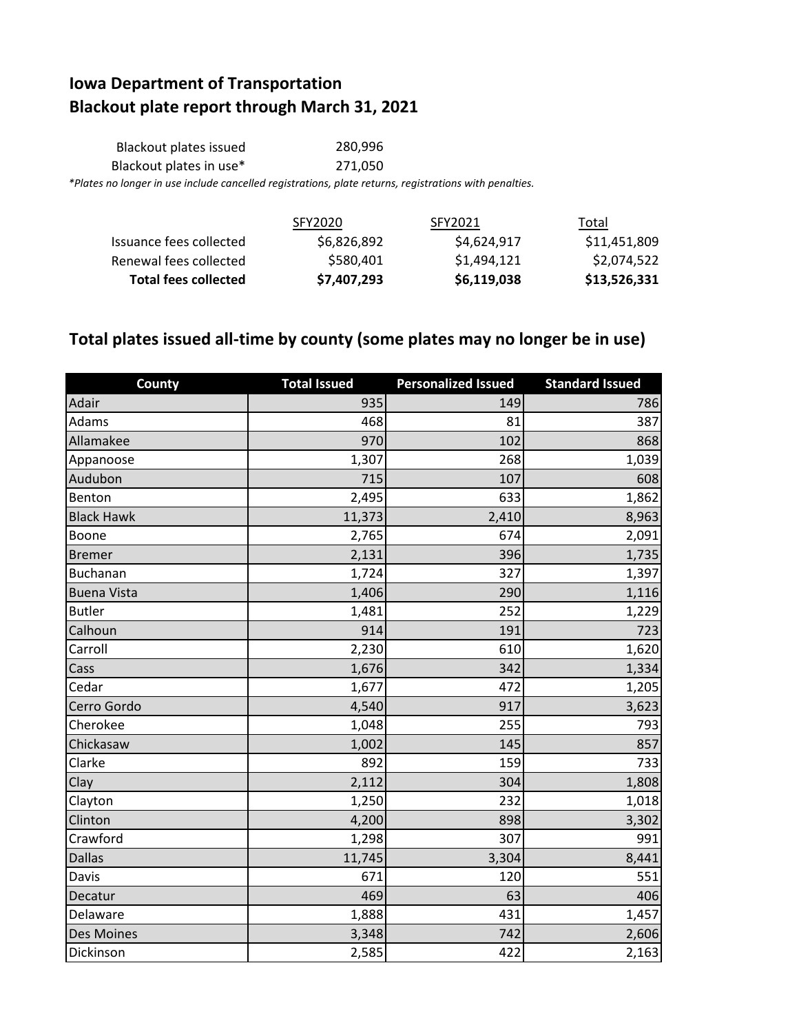# Iowa Department of Transportation
# Blackout plate report through March 31, 2021

| | |
|---|---|
| Blackout plates issued | 280,996 |
| Blackout plates in use* | 271,050 |

*Plates no longer in use include cancelled registrations, plate returns, registrations with penalties.*

| | SFY2020 | SFY2021 | Total |
|---|---|---|---|
| Issuance fees collected | $6,826,892 | $4,624,917 | $11,451,809 |
| Renewal fees collected | $580,401 | $1,494,121 | $2,074,522 |
| **Total fees collected** | **$7,407,293** | **$6,119,038** | **$13,526,331** |

## Total plates issued all-time by county (some plates may no longer be in use)

| County | Total Issued | Personalized Issued | Standard Issued |
|---|---|---|---|
| Adair | 935 | 149 | 786 |
| Adams | 468 | 81 | 387 |
| Allamakee | 970 | 102 | 868 |
| Appanoose | 1,307 | 268 | 1,039 |
| Audubon | 715 | 107 | 608 |
| Benton | 2,495 | 633 | 1,862 |
| Black Hawk | 11,373 | 2,410 | 8,963 |
| Boone | 2,765 | 674 | 2,091 |
| Bremer | 2,131 | 396 | 1,735 |
| Buchanan | 1,724 | 327 | 1,397 |
| Buena Vista | 1,406 | 290 | 1,116 |
| Butler | 1,481 | 252 | 1,229 |
| Calhoun | 914 | 191 | 723 |
| Carroll | 2,230 | 610 | 1,620 |
| Cass | 1,676 | 342 | 1,334 |
| Cedar | 1,677 | 472 | 1,205 |
| Cerro Gordo | 4,540 | 917 | 3,623 |
| Cherokee | 1,048 | 255 | 793 |
| Chickasaw | 1,002 | 145 | 857 |
| Clarke | 892 | 159 | 733 |
| Clay | 2,112 | 304 | 1,808 |
| Clayton | 1,250 | 232 | 1,018 |
| Clinton | 4,200 | 898 | 3,302 |
| Crawford | 1,298 | 307 | 991 |
| Dallas | 11,745 | 3,304 | 8,441 |
| Davis | 671 | 120 | 551 |
| Decatur | 469 | 63 | 406 |
| Delaware | 1,888 | 431 | 1,457 |
| Des Moines | 3,348 | 742 | 2,606 |
| Dickinson | 2,585 | 422 | 2,163 |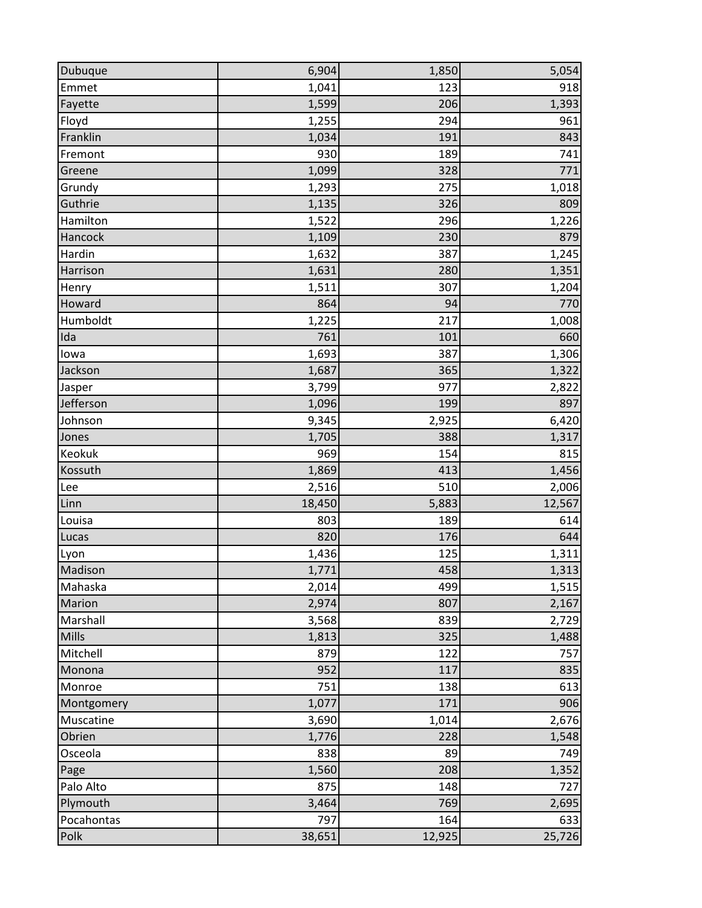| | | | |
|---|---|---|---|
| Dubuque | 6,904 | 1,850 | 5,054 |
| Emmet | 1,041 | 123 | 918 |
| Fayette | 1,599 | 206 | 1,393 |
| Floyd | 1,255 | 294 | 961 |
| Franklin | 1,034 | 191 | 843 |
| Fremont | 930 | 189 | 741 |
| Greene | 1,099 | 328 | 771 |
| Grundy | 1,293 | 275 | 1,018 |
| Guthrie | 1,135 | 326 | 809 |
| Hamilton | 1,522 | 296 | 1,226 |
| Hancock | 1,109 | 230 | 879 |
| Hardin | 1,632 | 387 | 1,245 |
| Harrison | 1,631 | 280 | 1,351 |
| Henry | 1,511 | 307 | 1,204 |
| Howard | 864 | 94 | 770 |
| Humboldt | 1,225 | 217 | 1,008 |
| Ida | 761 | 101 | 660 |
| Iowa | 1,693 | 387 | 1,306 |
| Jackson | 1,687 | 365 | 1,322 |
| Jasper | 3,799 | 977 | 2,822 |
| Jefferson | 1,096 | 199 | 897 |
| Johnson | 9,345 | 2,925 | 6,420 |
| Jones | 1,705 | 388 | 1,317 |
| Keokuk | 969 | 154 | 815 |
| Kossuth | 1,869 | 413 | 1,456 |
| Lee | 2,516 | 510 | 2,006 |
| Linn | 18,450 | 5,883 | 12,567 |
| Louisa | 803 | 189 | 614 |
| Lucas | 820 | 176 | 644 |
| Lyon | 1,436 | 125 | 1,311 |
| Madison | 1,771 | 458 | 1,313 |
| Mahaska | 2,014 | 499 | 1,515 |
| Marion | 2,974 | 807 | 2,167 |
| Marshall | 3,568 | 839 | 2,729 |
| Mills | 1,813 | 325 | 1,488 |
| Mitchell | 879 | 122 | 757 |
| Monona | 952 | 117 | 835 |
| Monroe | 751 | 138 | 613 |
| Montgomery | 1,077 | 171 | 906 |
| Muscatine | 3,690 | 1,014 | 2,676 |
| Obrien | 1,776 | 228 | 1,548 |
| Osceola | 838 | 89 | 749 |
| Page | 1,560 | 208 | 1,352 |
| Palo Alto | 875 | 148 | 727 |
| Plymouth | 3,464 | 769 | 2,695 |
| Pocahontas | 797 | 164 | 633 |
| Polk | 38,651 | 12,925 | 25,726 |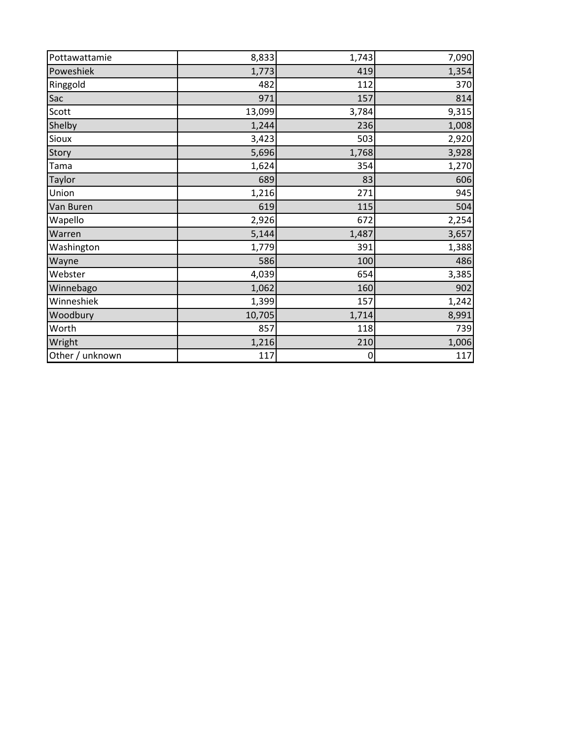| | | | |
|---|---|---|---|
| Pottawattamie | 8,833 | 1,743 | 7,090 |
| Poweshiek | 1,773 | 419 | 1,354 |
| Ringgold | 482 | 112 | 370 |
| Sac | 971 | 157 | 814 |
| Scott | 13,099 | 3,784 | 9,315 |
| Shelby | 1,244 | 236 | 1,008 |
| Sioux | 3,423 | 503 | 2,920 |
| Story | 5,696 | 1,768 | 3,928 |
| Tama | 1,624 | 354 | 1,270 |
| Taylor | 689 | 83 | 606 |
| Union | 1,216 | 271 | 945 |
| Van Buren | 619 | 115 | 504 |
| Wapello | 2,926 | 672 | 2,254 |
| Warren | 5,144 | 1,487 | 3,657 |
| Washington | 1,779 | 391 | 1,388 |
| Wayne | 586 | 100 | 486 |
| Webster | 4,039 | 654 | 3,385 |
| Winnebago | 1,062 | 160 | 902 |
| Winneshiek | 1,399 | 157 | 1,242 |
| Woodbury | 10,705 | 1,714 | 8,991 |
| Worth | 857 | 118 | 739 |
| Wright | 1,216 | 210 | 1,006 |
| Other / unknown | 117 | 0 | 117 |